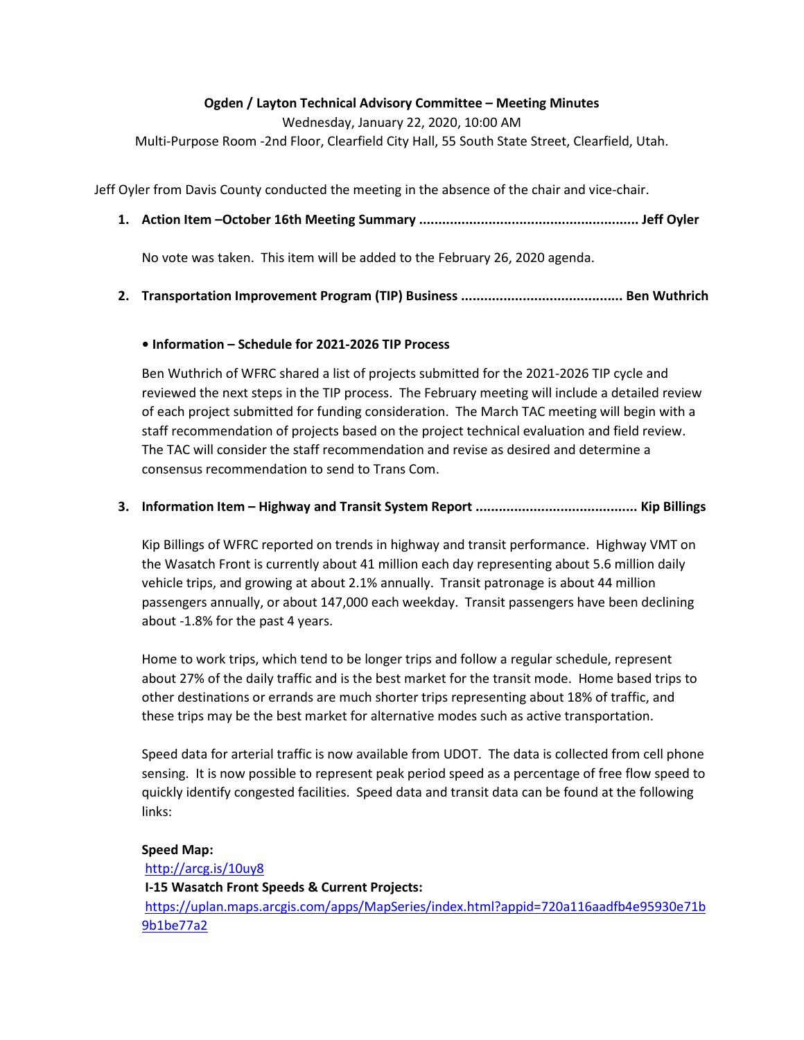**Ogden / Layton Technical Advisory Committee – Meeting Minutes**

Wednesday, January 22, 2020, 10:00 AM

Multi-Purpose Room -2nd Floor, Clearfield City Hall, 55 South State Street, Clearfield, Utah.

Jeff Oyler from Davis County conducted the meeting in the absence of the chair and vice-chair.

1. **Action Item –October 16th Meeting Summary ........................................................ Jeff Oyler**

   No vote was taken. This item will be added to the February 26, 2020 agenda.

2. **Transportation Improvement Program (TIP) Business ......................................... Ben Wuthrich**

   **• Information – Schedule for 2021-2026 TIP Process**

   Ben Wuthrich of WFRC shared a list of projects submitted for the 2021-2026 TIP cycle and reviewed the next steps in the TIP process. The February meeting will include a detailed review of each project submitted for funding consideration. The March TAC meeting will begin with a staff recommendation of projects based on the project technical evaluation and field review. The TAC will consider the staff recommendation and revise as desired and determine a consensus recommendation to send to Trans Com.

3. **Information Item – Highway and Transit System Report ......................................... Kip Billings**

   Kip Billings of WFRC reported on trends in highway and transit performance. Highway VMT on the Wasatch Front is currently about 41 million each day representing about 5.6 million daily vehicle trips, and growing at about 2.1% annually. Transit patronage is about 44 million passengers annually, or about 147,000 each weekday. Transit passengers have been declining about -1.8% for the past 4 years.

   Home to work trips, which tend to be longer trips and follow a regular schedule, represent about 27% of the daily traffic and is the best market for the transit mode. Home based trips to other destinations or errands are much shorter trips representing about 18% of traffic, and these trips may be the best market for alternative modes such as active transportation.

   Speed data for arterial traffic is now available from UDOT. The data is collected from cell phone sensing. It is now possible to represent peak period speed as a percentage of free flow speed to quickly identify congested facilities. Speed data and transit data can be found at the following links:

   **Speed Map:**
   http://arcg.is/10uy8
   **I-15 Wasatch Front Speeds & Current Projects:**
   https://uplan.maps.arcgis.com/apps/MapSeries/index.html?appid=720a116aadfb4e95930e71b9b1be77a2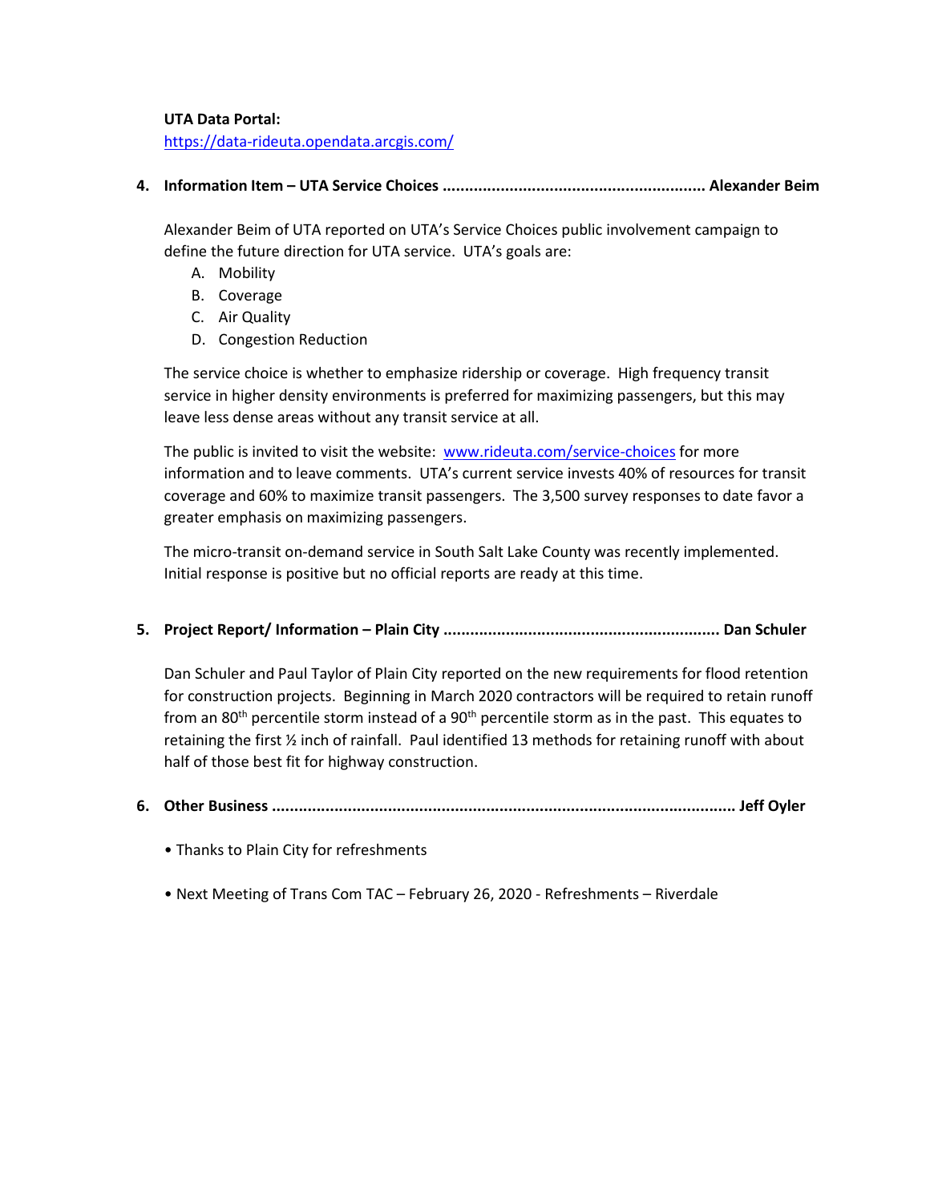**UTA Data Portal:**
https://data-rideuta.opendata.arcgis.com/

4. **Information Item – UTA Service Choices .......................................................... Alexander Beim**

   Alexander Beim of UTA reported on UTA's Service Choices public involvement campaign to define the future direction for UTA service. UTA's goals are:

   A. Mobility
   B. Coverage
   C. Air Quality
   D. Congestion Reduction

   The service choice is whether to emphasize ridership or coverage. High frequency transit service in higher density environments is preferred for maximizing passengers, but this may leave less dense areas without any transit service at all.

   The public is invited to visit the website: www.rideuta.com/service-choices for more information and to leave comments. UTA's current service invests 40% of resources for transit coverage and 60% to maximize transit passengers. The 3,500 survey responses to date favor a greater emphasis on maximizing passengers.

   The micro-transit on-demand service in South Salt Lake County was recently implemented. Initial response is positive but no official reports are ready at this time.

5. **Project Report/ Information – Plain City ............................................................ Dan Schuler**

   Dan Schuler and Paul Taylor of Plain City reported on the new requirements for flood retention for construction projects. Beginning in March 2020 contractors will be required to retain runoff from an 80th percentile storm instead of a 90th percentile storm as in the past. This equates to retaining the first ½ inch of rainfall. Paul identified 13 methods for retaining runoff with about half of those best fit for highway construction.

6. **Other Business ........................................................................................................ Jeff Oyler**

   • Thanks to Plain City for refreshments

   • Next Meeting of Trans Com TAC – February 26, 2020 - Refreshments – Riverdale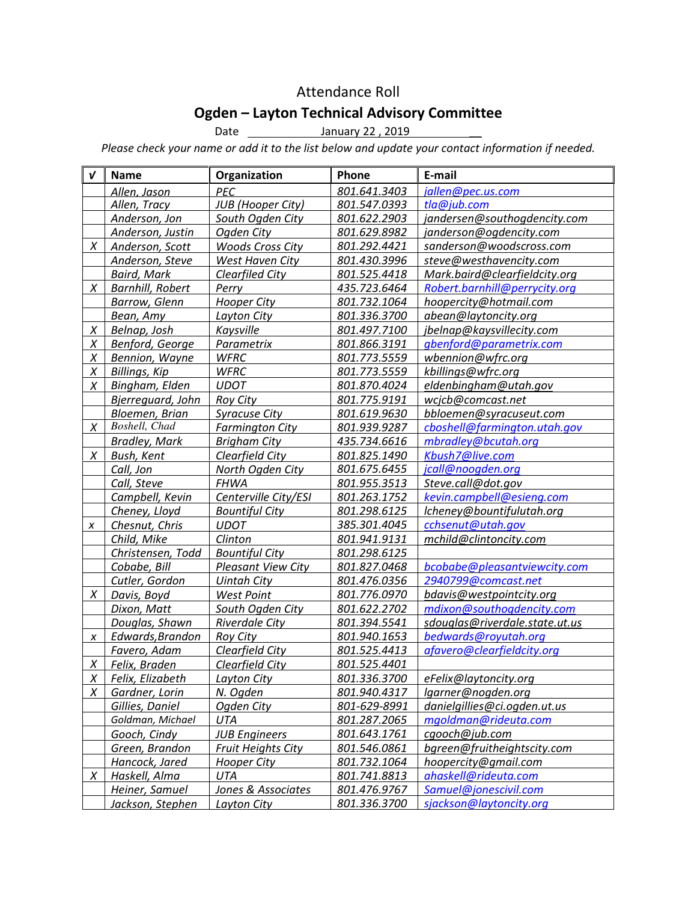# Attendance Roll

## Ogden – Layton Technical Advisory Committee

Date January 22 , 2019

*Please check your name or add it to the list below and update your contact information if needed.*

| √ | Name | Organization | Phone | E-mail |
|---|---|---|---|---|
| | Allen, Jason | PEC | 801.641.3403 | jallen@pec.us.com |
| | Allen, Tracy | JUB (Hooper City) | 801.547.0393 | tla@jub.com |
| | Anderson, Jon | South Ogden City | 801.622.2903 | jandersen@southogdencity.com |
| | Anderson, Justin | Ogden City | 801.629.8982 | janderson@ogdencity.com |
| X | Anderson, Scott | Woods Cross City | 801.292.4421 | sanderson@woodscross.com |
| | Anderson, Steve | West Haven City | 801.430.3996 | steve@westhavencity.com |
| | Baird, Mark | Clearfiled City | 801.525.4418 | Mark.baird@clearfieldcity.org |
| X | Barnhill, Robert | Perry | 435.723.6464 | Robert.barnhill@perrycity.org |
| | Barrow, Glenn | Hooper City | 801.732.1064 | hoopercity@hotmail.com |
| | Bean, Amy | Layton City | 801.336.3700 | abean@laytoncity.org |
| X | Belnap, Josh | Kaysville | 801.497.7100 | jbelnap@kaysvillecity.com |
| X | Benford, George | Parametrix | 801.866.3191 | gbenford@parametrix.com |
| X | Bennion, Wayne | WFRC | 801.773.5559 | wbennion@wfrc.org |
| X | Billings, Kip | WFRC | 801.773.5559 | kbillings@wfrc.org |
| X | Bingham, Elden | UDOT | 801.870.4024 | eldenbingham@utah.gov |
| | Bjerreguard, John | Roy City | 801.775.9191 | wcjcb@comcast.net |
| | Bloemen, Brian | Syracuse City | 801.619.9630 | bbloemen@syracuseut.com |
| X | Boshell, Chad | Farmington City | 801.939.9287 | cboshell@farmington.utah.gov |
| | Bradley, Mark | Brigham City | 435.734.6616 | mbradley@bcutah.org |
| X | Bush, Kent | Clearfield City | 801.825.1490 | Kbush7@live.com |
| | Call, Jon | North Ogden City | 801.675.6455 | jcall@noogden.org |
| | Call, Steve | FHWA | 801.955.3513 | Steve.call@dot.gov |
| | Campbell, Kevin | Centerville City/ESI | 801.263.1752 | kevin.campbell@esieng.com |
| | Cheney, Lloyd | Bountiful City | 801.298.6125 | lcheney@bountifulutah.org |
| x | Chesnut, Chris | UDOT | 385.301.4045 | cchsenut@utah.gov |
| | Child, Mike | Clinton | 801.941.9131 | mchild@clintoncity.com |
| | Christensen, Todd | Bountiful City | 801.298.6125 | |
| | Cobabe, Bill | Pleasant View City | 801.827.0468 | bcobabe@pleasantviewcity.com |
| | Cutler, Gordon | Uintah City | 801.476.0356 | 2940799@comcast.net |
| X | Davis, Boyd | West Point | 801.776.0970 | bdavis@westpointcity.org |
| | Dixon, Matt | South Ogden City | 801.622.2702 | mdixon@southogdencity.com |
| | Douglas, Shawn | Riverdale City | 801.394.5541 | sdouglas@riverdale.state.ut.us |
| x | Edwards,Brandon | Roy City | 801.940.1653 | bedwards@royutah.org |
| | Favero, Adam | Clearfield City | 801.525.4413 | afavero@clearfieldcity.org |
| X | Felix, Braden | Clearfield City | 801.525.4401 | |
| X | Felix, Elizabeth | Layton City | 801.336.3700 | eFelix@laytoncity.org |
| X | Gardner, Lorin | N. Ogden | 801.940.4317 | lgarner@nogden.org |
| | Gillies, Daniel | Ogden City | 801-629-8991 | danielgillies@ci.ogden.ut.us |
| | Goldman, Michael | UTA | 801.287.2065 | mgoldman@rideuta.com |
| | Gooch, Cindy | JUB Engineers | 801.643.1761 | cgooch@jub.com |
| | Green, Brandon | Fruit Heights City | 801.546.0861 | bgreen@fruitheightscity.com |
| | Hancock, Jared | Hooper City | 801.732.1064 | hoopercity@gmail.com |
| X | Haskell, Alma | UTA | 801.741.8813 | ahaskell@rideuta.com |
| | Heiner, Samuel | Jones & Associates | 801.476.9767 | Samuel@jonescivil.com |
| | Jackson, Stephen | Layton City | 801.336.3700 | sjackson@laytoncity.org |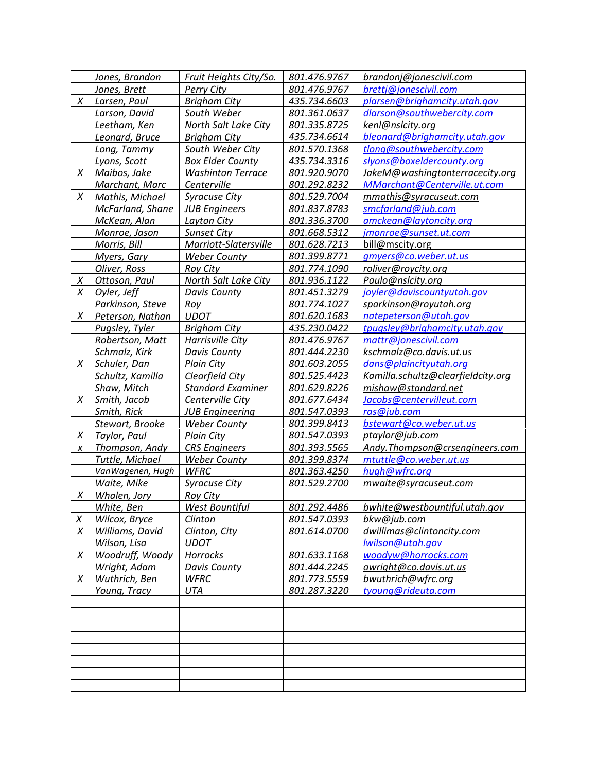| | | | | |
|---|---|---|---|---|
| | Jones, Brandon | Fruit Heights City/So. | 801.476.9767 | brandonj@jonescivil.com |
| | Jones, Brett | Perry City | 801.476.9767 | brettj@jonescivil.com |
| X | Larsen, Paul | Brigham City | 435.734.6603 | plarsen@brighamcity.utah.gov |
| | Larson, David | South Weber | 801.361.0637 | dlarson@southwebercity.com |
| | Leetham, Ken | North Salt Lake City | 801.335.8725 | kenl@nslcity.org |
| | Leonard, Bruce | Brigham City | 435.734.6614 | bleonard@brighamcity.utah.gov |
| | Long, Tammy | South Weber City | 801.570.1368 | tlong@southwebercity.com |
| | Lyons, Scott | Box Elder County | 435.734.3316 | slyons@boxeldercounty.org |
| X | Maibos, Jake | Washinton Terrace | 801.920.9070 | JakeM@washingtonterracecity.org |
| | Marchant, Marc | Centerville | 801.292.8232 | MMarchant@Centerville.ut.com |
| X | Mathis, Michael | Syracuse City | 801.529.7004 | mmathis@syracuseut.com |
| | McFarland, Shane | JUB Engineers | 801.837.8783 | smcfarland@jub.com |
| | McKean, Alan | Layton City | 801.336.3700 | amckean@laytoncity.org |
| | Monroe, Jason | Sunset City | 801.668.5312 | jmonroe@sunset.ut.com |
| | Morris, Bill | Marriott-Slatersville | 801.628.7213 | bill@mscity.org |
| | Myers, Gary | Weber County | 801.399.8771 | gmyers@co.weber.ut.us |
| | Oliver, Ross | Roy City | 801.774.1090 | roliver@roycity.org |
| X | Ottoson, Paul | North Salt Lake City | 801.936.1122 | Paulo@nslcity.org |
| X | Oyler, Jeff | Davis County | 801.451.3279 | joyler@daviscountyutah.gov |
| | Parkinson, Steve | Roy | 801.774.1027 | sparkinson@royutah.org |
| X | Peterson, Nathan | UDOT | 801.620.1683 | natepeterson@utah.gov |
| | Pugsley, Tyler | Brigham City | 435.230.0422 | tpugsley@brighamcity.utah.gov |
| | Robertson, Matt | Harrisville City | 801.476.9767 | mattr@jonescivil.com |
| | Schmalz, Kirk | Davis County | 801.444.2230 | kschmalz@co.davis.ut.us |
| X | Schuler, Dan | Plain City | 801.603.2055 | dans@plaincityutah.org |
| | Schultz, Kamilla | Clearfield City | 801.525.4423 | Kamilla.schultz@clearfieldcity.org |
| | Shaw, Mitch | Standard Examiner | 801.629.8226 | mishaw@standard.net |
| X | Smith, Jacob | Centerville City | 801.677.6434 | Jacobs@centervilleut.com |
| | Smith, Rick | JUB Engineering | 801.547.0393 | ras@jub.com |
| | Stewart, Brooke | Weber County | 801.399.8413 | bstewart@co.weber.ut.us |
| X | Taylor, Paul | Plain City | 801.547.0393 | ptaylor@jub.com |
| x | Thompson, Andy | CRS Engineers | 801.393.5565 | Andy.Thompson@crsengineers.com |
| | Tuttle, Michael | Weber County | 801.399.8374 | mtuttle@co.weber.ut.us |
| | VanWagenen, Hugh | WFRC | 801.363.4250 | hugh@wfrc.org |
| | Waite, Mike | Syracuse City | 801.529.2700 | mwaite@syracuseut.com |
| X | Whalen, Jory | Roy City | | |
| | White, Ben | West Bountiful | 801.292.4486 | bwhite@westbountiful.utah.gov |
| X | Wilcox, Bryce | Clinton | 801.547.0393 | bkw@jub.com |
| X | Williams, David | Clinton, City | 801.614.0700 | dwillimas@clintoncity.com |
| | Wilson, Lisa | UDOT | | lwilson@utah.gov |
| X | Woodruff, Woody | Horrocks | 801.633.1168 | woodyw@horrocks.com |
| | Wright, Adam | Davis County | 801.444.2245 | awright@co.davis.ut.us |
| X | Wuthrich, Ben | WFRC | 801.773.5559 | bwuthrich@wfrc.org |
| | Young, Tracy | UTA | 801.287.3220 | tyoung@rideuta.com |
| | | | | |
| | | | | |
| | | | | |
| | | | | |
| | | | | |
| | | | | |
| | | | | |
| | | | | |